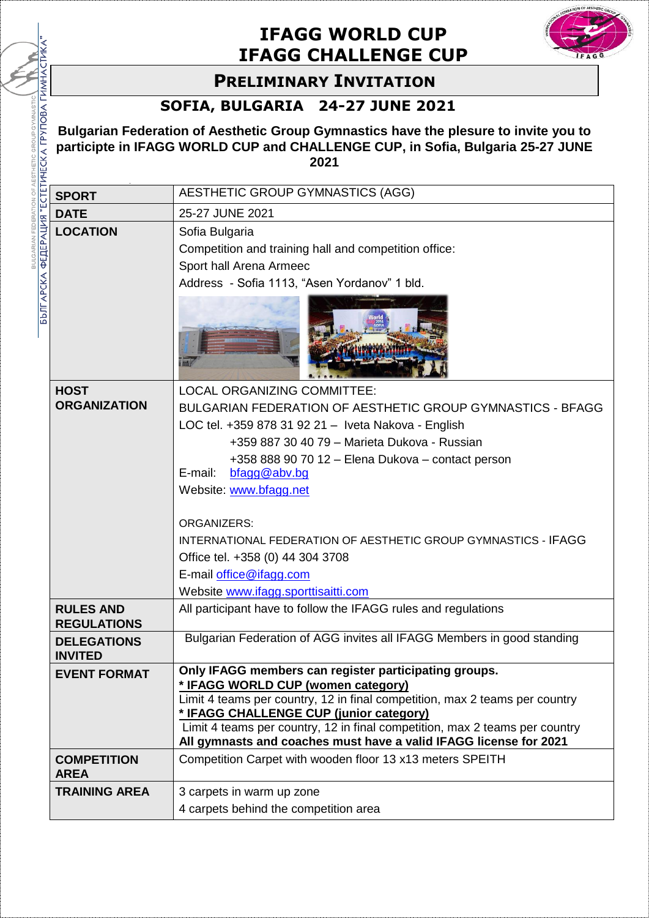# IFAGG WORLD CUP
# IFAGG CHALLENGE CUP

## PRELIMINARY INVITATION

### SOFIA, BULGARIA 24-27 JUNE 2021

**Bulgarian Federation of Aesthetic Group Gymnastics have the plesure to invite you to participte in IFAGG WORLD CUP and CHALLENGE CUP, in Sofia, Bulgaria 25-27 JUNE 2021**

| | |
|---|---|
| **SPORT** | AESTHETIC GROUP GYMNASTICS (AGG) |
| **DATE** | 25-27 JUNE 2021 |
| **LOCATION** | Sofia Bulgaria<br>Competition and training hall and competition office:<br>Sport hall Arena Armeec<br>Address - Sofia 1113, "Asen Yordanov" 1 bld. |
| **HOST ORGANIZATION** | LOCAL ORGANIZING COMMITTEE:<br>BULGARIAN FEDERATION OF AESTHETIC GROUP GYMNASTICS - BFAGG<br>LOC tel. +359 878 31 92 21 – Iveta Nakova - English<br>+359 887 30 40 79 – Marieta Dukova - Russian<br>+358 888 90 70 12 – Elena Dukova – contact person<br>E-mail: bfagg@abv.bg<br>Website: www.bfagg.net<br><br>ORGANIZERS:<br>INTERNATIONAL FEDERATION OF AESTHETIC GROUP GYMNASTICS - IFAGG<br>Office tel. +358 (0) 44 304 3708<br>E-mail office@ifagg.com<br>Website www.ifagg.sporttisaitti.com |
| **RULES AND REGULATIONS** | All participant have to follow the IFAGG rules and regulations |
| **DELEGATIONS INVITED** | Bulgarian Federation of AGG invites all IFAGG Members in good standing |
| **EVENT FORMAT** | **Only IFAGG members can register participating groups.**<br>**\* IFAGG WORLD CUP (women category)**<br>Limit 4 teams per country, 12 in final competition, max 2 teams per country<br>**\* IFAGG CHALLENGE CUP (junior category)**<br>Limit 4 teams per country, 12 in final competition, max 2 teams per country<br>**All gymnasts and coaches must have a valid IFAGG license for 2021** |
| **COMPETITION AREA** | Competition Carpet with wooden floor 13 x13 meters SPEITH |
| **TRAINING AREA** | 3 carpets in warm up zone<br>4 carpets behind the competition area |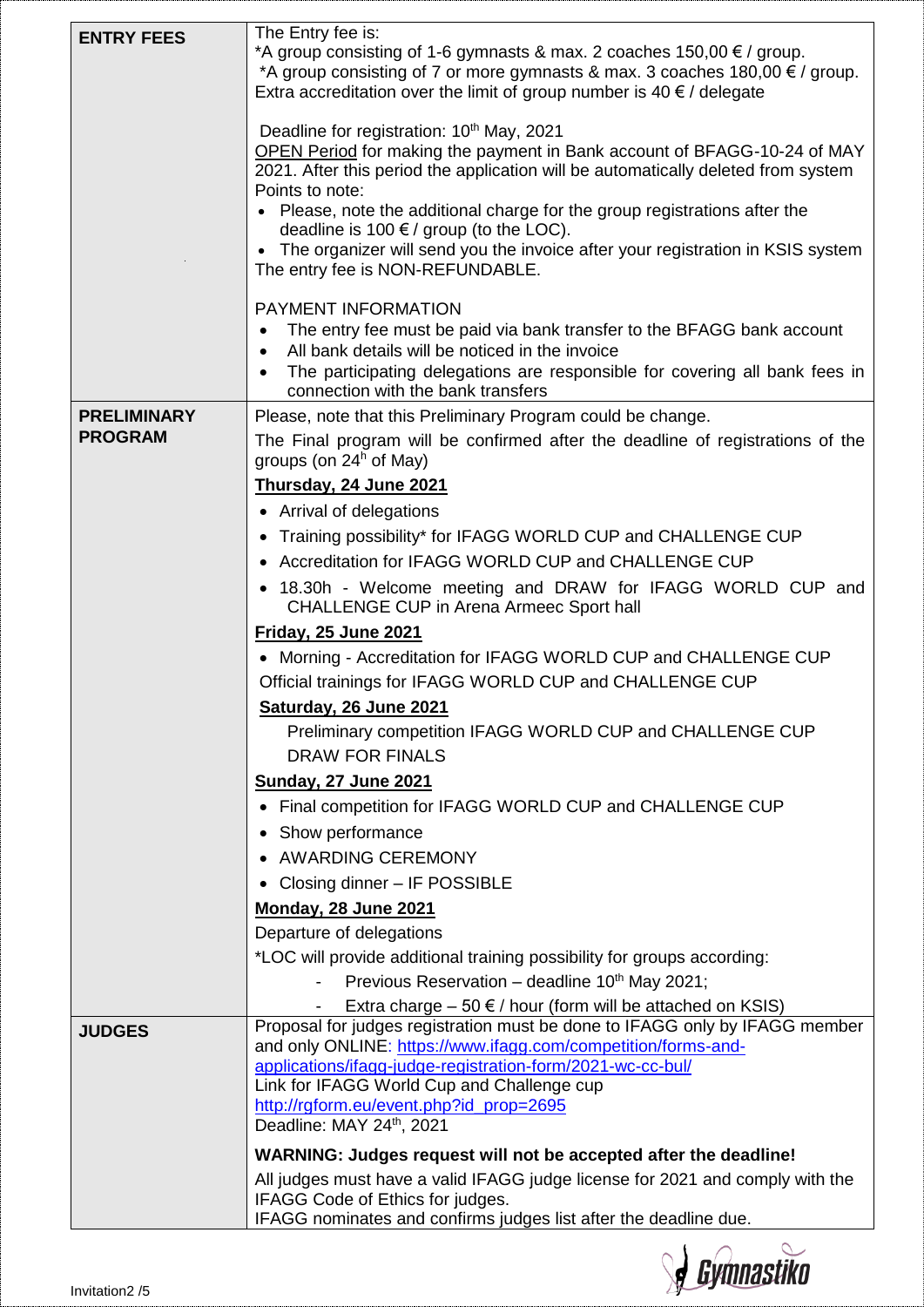| | |
|---|---|
| **ENTRY FEES** | The Entry fee is:<br>*A group consisting of 1-6 gymnasts & max. 2 coaches 150,00 € / group.<br>*A group consisting of 7 or more gymnasts & max. 3 coaches 180,00 € / group.<br>Extra accreditation over the limit of group number is 40 € / delegate<br><br>Deadline for registration: 10th May, 2021<br><u>OPEN Period</u> for making the payment in Bank account of BFAGG-10-24 of MAY 2021. After this period the application will be automatically deleted from system<br>Points to note:<br>• Please, note the additional charge for the group registrations after the deadline is 100 € / group (to the LOC).<br>• The organizer will send you the invoice after your registration in KSIS system<br>The entry fee is NON-REFUNDABLE.<br><br>PAYMENT INFORMATION<br>• The entry fee must be paid via bank transfer to the BFAGG bank account<br>• All bank details will be noticed in the invoice<br>• The participating delegations are responsible for covering all bank fees in connection with the bank transfers |
| **PRELIMINARY PROGRAM** | Please, note that this Preliminary Program could be change.<br>The Final program will be confirmed after the deadline of registrations of the groups (on 24h of May)<br>**<u>Thursday, 24 June 2021</u>**<br>• Arrival of delegations<br>• Training possibility* for IFAGG WORLD CUP and CHALLENGE CUP<br>• Accreditation for IFAGG WORLD CUP and CHALLENGE CUP<br>• 18.30h - Welcome meeting and DRAW for IFAGG WORLD CUP and CHALLENGE CUP in Arena Armeec Sport hall<br>**<u>Friday, 25 June 2021</u>**<br>• Morning - Accreditation for IFAGG WORLD CUP and CHALLENGE CUP<br>Official trainings for IFAGG WORLD CUP and CHALLENGE CUP<br>**<u>Saturday, 26 June 2021</u>**<br>Preliminary competition IFAGG WORLD CUP and CHALLENGE CUP<br>DRAW FOR FINALS<br>**<u>Sunday, 27 June 2021</u>**<br>• Final competition for IFAGG WORLD CUP and CHALLENGE CUP<br>• Show performance<br>• AWARDING CEREMONY<br>• Closing dinner – IF POSSIBLE<br>**<u>Monday, 28 June 2021</u>**<br>Departure of delegations<br>*LOC will provide additional training possibility for groups according:<br>- Previous Reservation – deadline 10th May 2021;<br>- Extra charge – 50 € / hour (form will be attached on KSIS) |
| **JUDGES** | Proposal for judges registration must be done to IFAGG only by IFAGG member and only ONLINE: https://www.ifagg.com/competition/forms-and-applications/ifagg-judge-registration-form/2021-wc-cc-bul/<br>Link for IFAGG World Cup and Challenge cup<br>http://rgform.eu/event.php?id_prop=2695<br>Deadline: MAY 24th, 2021<br><br>**WARNING: Judges request will not be accepted after the deadline!**<br>All judges must have a valid IFAGG judge license for 2021 and comply with the IFAGG Code of Ethics for judges.<br>IFAGG nominates and confirms judges list after the deadline due. |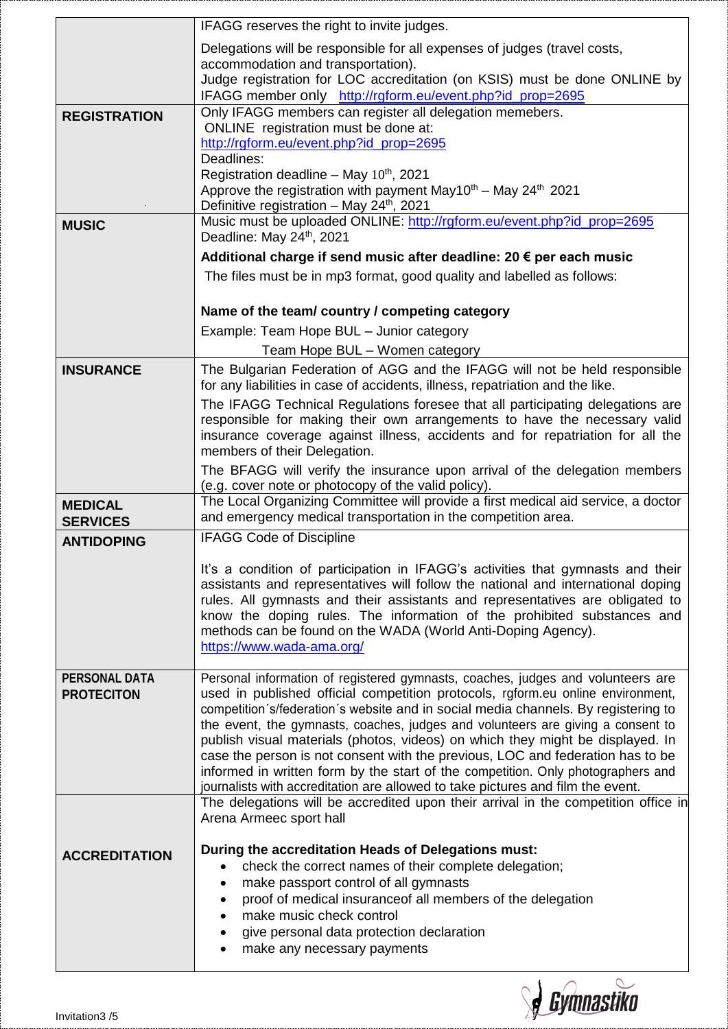| | |
|---|---|
| | IFAGG reserves the right to invite judges.<br><br>Delegations will be responsible for all expenses of judges (travel costs, accommodation and transportation).<br>Judge registration for LOC accreditation (on KSIS) must be done ONLINE by IFAGG member only http://rgform.eu/event.php?id_prop=2695 |
| **REGISTRATION** | Only IFAGG members can register all delegation memebers.<br>ONLINE registration must be done at:<br>http://rgform.eu/event.php?id_prop=2695<br>Deadlines:<br>Registration deadline – May 10th, 2021<br>Approve the registration with payment May10th – May 24th 2021<br>Definitive registration – May 24th, 2021 |
| **MUSIC** | Music must be uploaded ONLINE: http://rgform.eu/event.php?id_prop=2695<br>Deadline: May 24th, 2021<br><br>**Additional charge if send music after deadline: 20 € per each music**<br>The files must be in mp3 format, good quality and labelled as follows:<br><br>**Name of the team/ country / competing category**<br>Example: Team Hope BUL – Junior category<br>Team Hope BUL – Women category |
| **INSURANCE** | The Bulgarian Federation of AGG and the IFAGG will not be held responsible for any liabilities in case of accidents, illness, repatriation and the like.<br><br>The IFAGG Technical Regulations foresee that all participating delegations are responsible for making their own arrangements to have the necessary valid insurance coverage against illness, accidents and for repatriation for all the members of their Delegation.<br><br>The BFAGG will verify the insurance upon arrival of the delegation members (e.g. cover note or photocopy of the valid policy). |
| **MEDICAL SERVICES** | The Local Organizing Committee will provide a first medical aid service, a doctor and emergency medical transportation in the competition area. |
| **ANTIDOPING** | IFAGG Code of Discipline<br><br>It's a condition of participation in IFAGG's activities that gymnasts and their assistants and representatives will follow the national and international doping rules. All gymnasts and their assistants and representatives are obligated to know the doping rules. The information of the prohibited substances and methods can be found on the WADA (World Anti-Doping Agency).<br>https://www.wada-ama.org/ |
| **PERSONAL DATA PROTECITON** | Personal information of registered gymnasts, coaches, judges and volunteers are used in published official competition protocols, rgform.eu online environment, competition´s/federation´s website and in social media channels. By registering to the event, the gymnasts, coaches, judges and volunteers are giving a consent to publish visual materials (photos, videos) on which they might be displayed. In case the person is not consent with the previous, LOC and federation has to be informed in written form by the start of the competition. Only photographers and journalists with accreditation are allowed to take pictures and film the event. |
| **ACCREDITATION** | The delegations will be accredited upon their arrival in the competition office in Arena Armeec sport hall<br><br>**During the accreditation Heads of Delegations must:**<br>• check the correct names of their complete delegation;<br>• make passport control of all gymnasts<br>• proof of medical insuranceof all members of the delegation<br>• make music check control<br>• give personal data protection declaration<br>• make any necessary payments |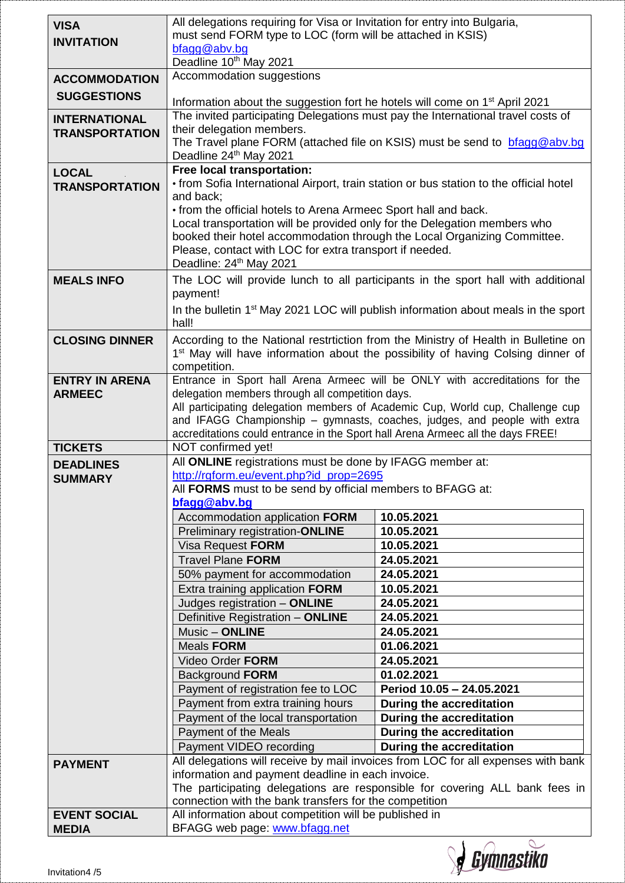| | |
|---|---|
| **VISA INVITATION** | All delegations requiring for Visa or Invitation for entry into Bulgaria, must send FORM type to LOC (form will be attached in KSIS)<br>bfagg@abv.bg<br>Deadline 10th May 2021 |
| **ACCOMMODATION SUGGESTIONS** | Accommodation suggestions<br><br>Information about the suggestion fort he hotels will come on 1st April 2021 |
| **INTERNATIONAL TRANSPORTATION** | The invited participating Delegations must pay the International travel costs of their delegation members.<br>The Travel plane FORM (attached file on KSIS) must be send to bfagg@abv.bg<br>Deadline 24th May 2021 |
| **LOCAL TRANSPORTATION** | **Free local transportation:**<br>• from Sofia International Airport, train station or bus station to the official hotel and back;<br>• from the official hotels to Arena Armeec Sport hall and back.<br>Local transportation will be provided only for the Delegation members who booked their hotel accommodation through the Local Organizing Committee.<br>Please, contact with LOC for extra transport if needed.<br>Deadline: 24th May 2021 |
| **MEALS INFO** | The LOC will provide lunch to all participants in the sport hall with additional payment!<br><br>In the bulletin 1st May 2021 LOC will publish information about meals in the sport hall! |
| **CLOSING DINNER** | According to the National restrtiction from the Ministry of Health in Bulletine on 1st May will have information about the possibility of having Colsing dinner of competition. |
| **ENTRY IN ARENA ARMEEC** | Entrance in Sport hall Arena Armeec will be ONLY with accreditations for the delegation members through all competition days.<br>All participating delegation members of Academic Cup, World cup, Challenge cup and IFAGG Championship – gymnasts, coaches, judges, and people with extra accreditations could entrance in the Sport hall Arena Armeec all the days FREE! |
| **TICKETS** | NOT confirmed yet! |
| **DEADLINES SUMMARY** | All **ONLINE** registrations must be done by IFAGG member at:<br>http://rgform.eu/event.php?id_prop=2695<br>All **FORMS** must to be send by official members to BFAGG at:<br>**bfagg@abv.bg** |

| Item | Deadline |
|---|---|
| Accommodation application **FORM** | **10.05.2021** |
| Preliminary registration-**ONLINE** | **10.05.2021** |
| Visa Request **FORM** | **10.05.2021** |
| Travel Plane **FORM** | **24.05.2021** |
| 50% payment for accommodation | **24.05.2021** |
| Extra training application **FORM** | **10.05.2021** |
| Judges registration – **ONLINE** | **24.05.2021** |
| Definitive Registration – **ONLINE** | **24.05.2021** |
| Music – **ONLINE** | **24.05.2021** |
| Meals **FORM** | **01.06.2021** |
| Video Order **FORM** | **24.05.2021** |
| Background **FORM** | **01.02.2021** |
| Payment of registration fee to LOC | **Period 10.05 – 24.05.2021** |
| Payment from extra training hours | **During the accreditation** |
| Payment of the local transportation | **During the accreditation** |
| Payment of the Meals | **During the accreditation** |
| Payment VIDEO recording | **During the accreditation** |

| | |
|---|---|
| **PAYMENT** | All delegations will receive by mail invoices from LOC for all expenses with bank information and payment deadline in each invoice.<br>The participating delegations are responsible for covering ALL bank fees in connection with the bank transfers for the competition |
| **EVENT SOCIAL MEDIA** | All information about competition will be published in<br>BFAGG web page: www.bfagg.net |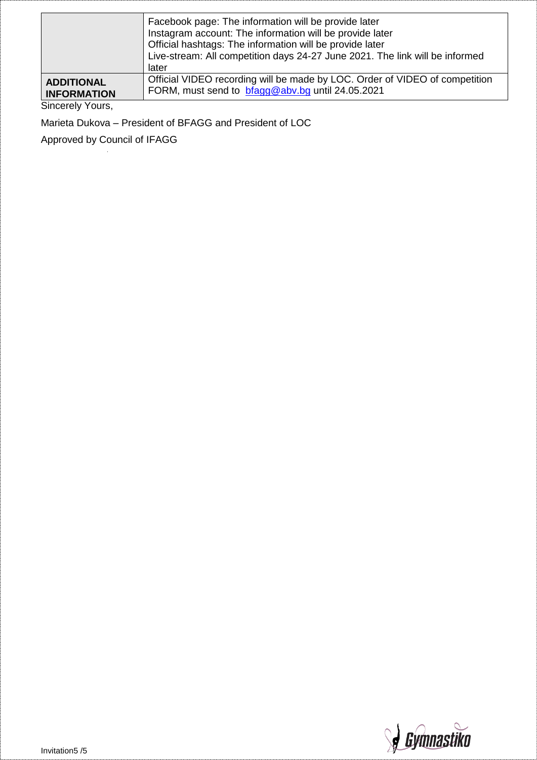| | |
|---|---|
| | Facebook page: The information will be provide later<br>Instagram account: The information will be provide later<br>Official hashtags: The information will be provide later<br>Live-stream: All competition days 24-27 June 2021. The link will be informed later |
| **ADDITIONAL INFORMATION** | Official VIDEO recording will be made by LOC. Order of VIDEO of competition FORM, must send to bfagg@abv.bg until 24.05.2021 |

Sincerely Yours,

Marieta Dukova – President of BFAGG and President of LOC

Approved by Council of IFAGG